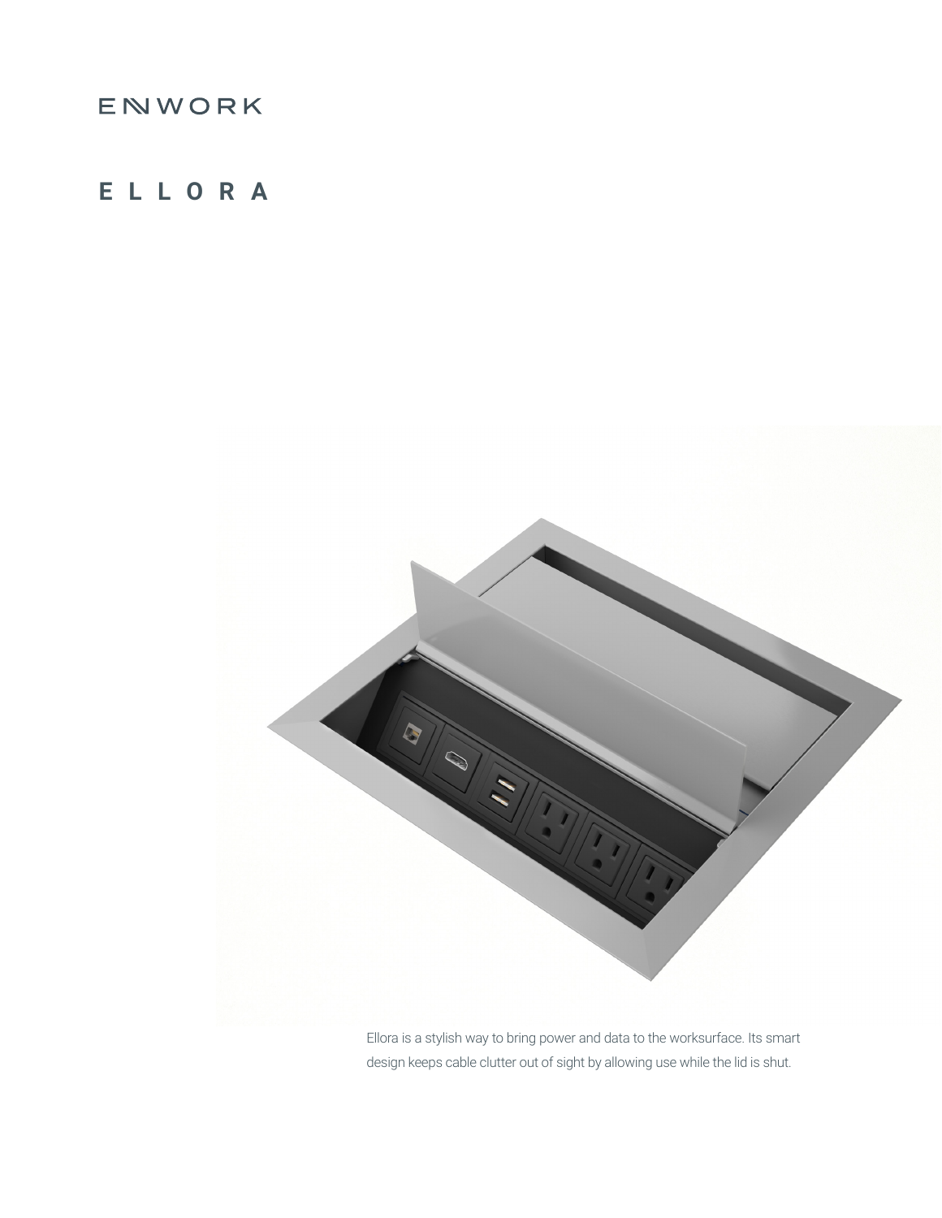ENWORK

# ELLORA

Ellora is a stylish way to bring power and data to the worksurface. Its smart design keeps cable clutter out of sight by allowing use while the lid is shut.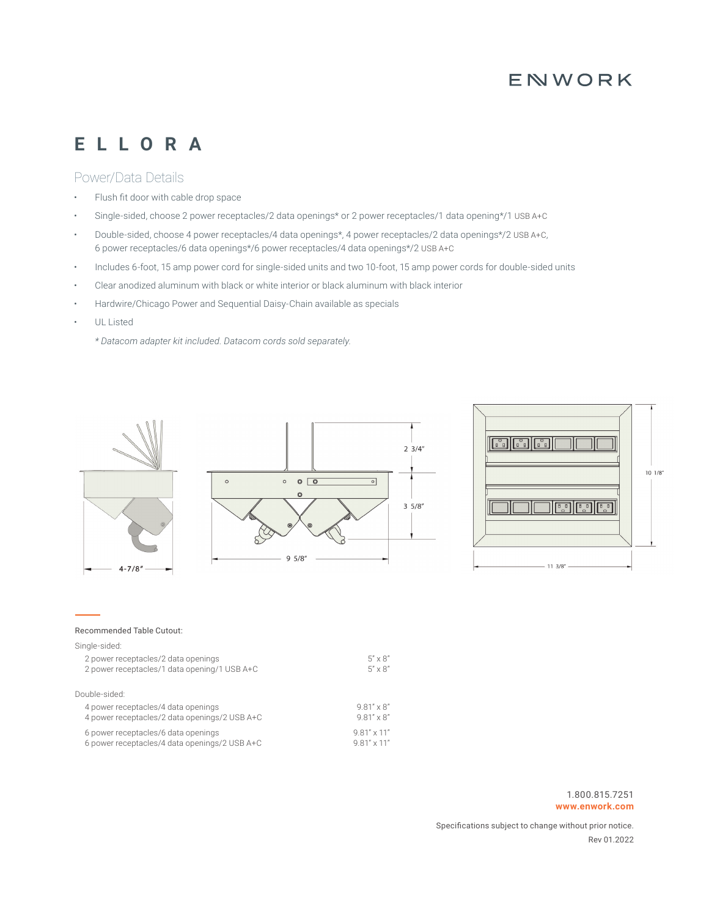# ELLORA

## Power/Data Details

- Flush fit door with cable drop space
- Single-sided, choose 2 power receptacles/2 data openings* or 2 power receptacles/1 data opening*/1 USB A+C
- Double-sided, choose 4 power receptacles/4 data openings*, 4 power receptacles/2 data openings*/2 USB A+C, 6 power receptacles/6 data openings*/6 power receptacles/4 data openings*/2 USB A+C
- Includes 6-foot, 15 amp power cord for single-sided units and two 10-foot, 15 amp power cords for double-sided units
- Clear anodized aluminum with black or white interior or black aluminum with black interior
- Hardwire/Chicago Power and Sequential Daisy-Chain available as specials
- UL Listed

*\* Datacom adapter kit included. Datacom cords sold separately.*

4-7/8"

2 3/4"

3 5/8"

9 5/8"

10 1/8"

11 3/8"

Recommended Table Cutout:

| Single-sided: | |
|---|---|
| 2 power receptacles/2 data openings | 5" x 8" |
| 2 power receptacles/1 data opening/1 USB A+C | 5" x 8" |
| **Double-sided:** | |
| 4 power receptacles/4 data openings | 9.81" x 8" |
| 4 power receptacles/2 data openings/2 USB A+C | 9.81" x 8" |
| 6 power receptacles/6 data openings | 9.81" x 11" |
| 6 power receptacles/4 data openings/2 USB A+C | 9.81" x 11" |

1.800.815.7251
**www.enwork.com**

Specifications subject to change without prior notice.
Rev 01.2022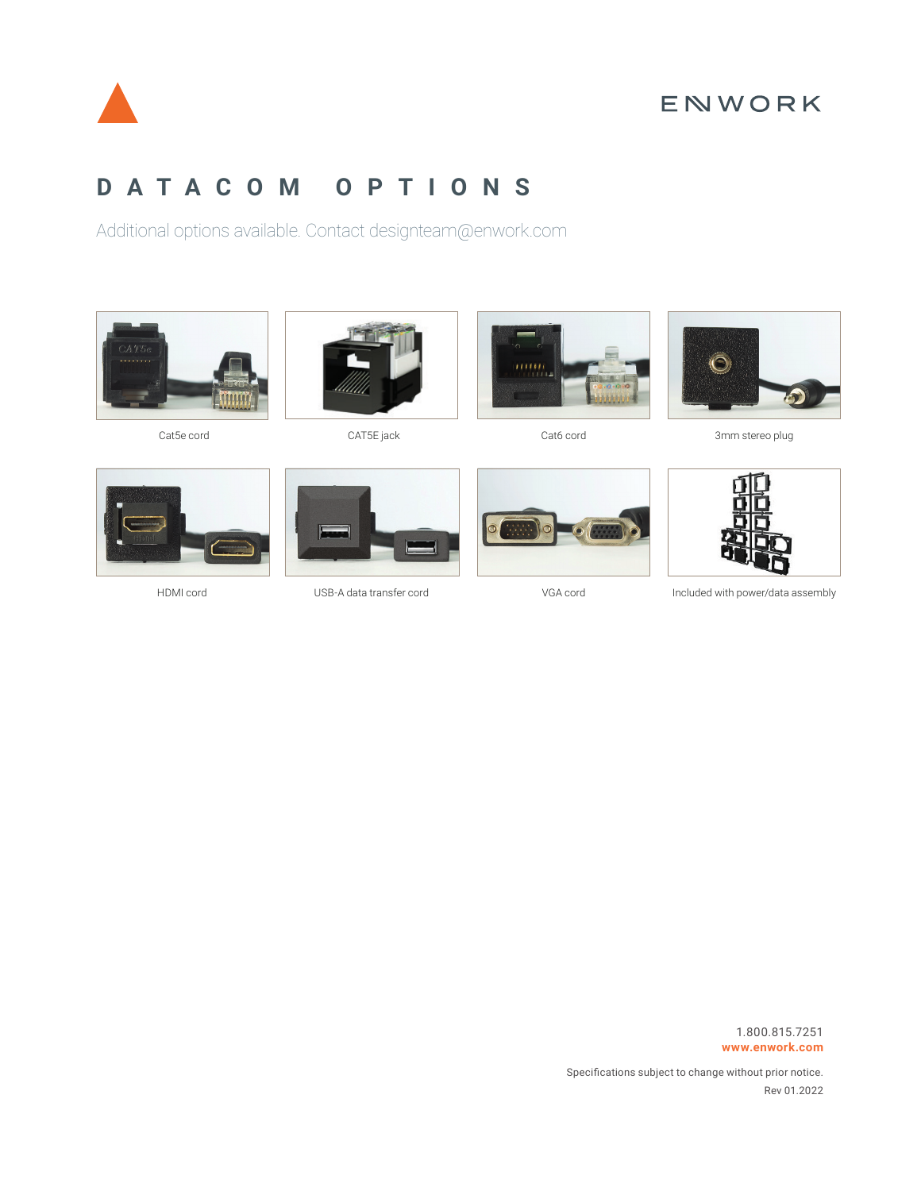# DATACOM OPTIONS

Additional options available. Contact designteam@enwork.com

Cat5e cord

CAT5E jack

Cat6 cord

3mm stereo plug

HDMI cord

USB-A data transfer cord

VGA cord

Included with power/data assembly

1.800.815.7251
**www.enwork.com**

Specifications subject to change without prior notice.
Rev 01.2022